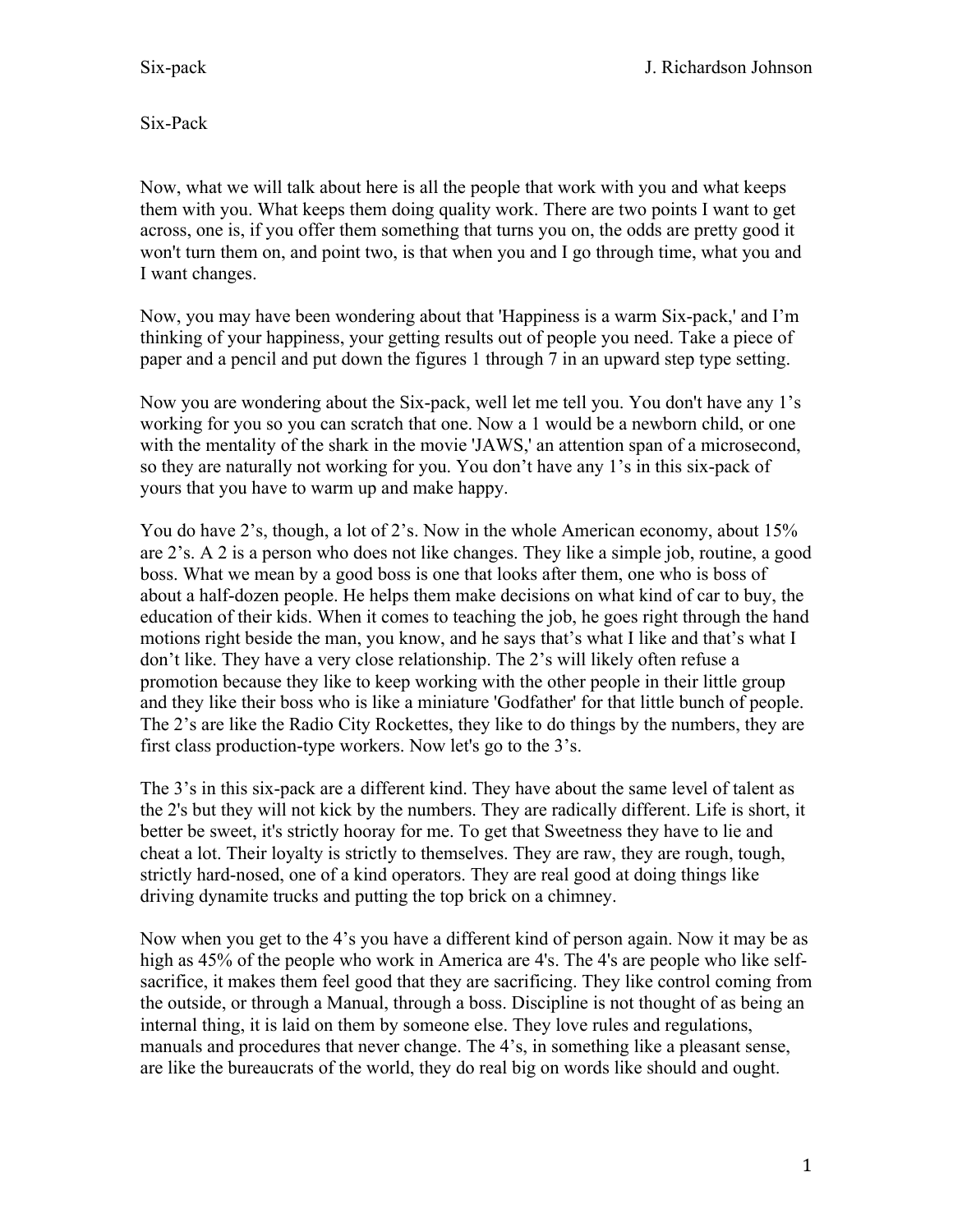# Six-Pack

Now, what we will talk about here is all the people that work with you and what keeps them with you. What keeps them doing quality work. There are two points I want to get across, one is, if you offer them something that turns you on, the odds are pretty good it won't turn them on, and point two, is that when you and I go through time, what you and I want changes.

Now, you may have been wondering about that 'Happiness is a warm Six-pack,' and I'm thinking of your happiness, your getting results out of people you need. Take a piece of paper and a pencil and put down the figures 1 through 7 in an upward step type setting.

Now you are wondering about the Six-pack, well let me tell you. You don't have any 1's working for you so you can scratch that one. Now a 1 would be a newborn child, or one with the mentality of the shark in the movie 'JAWS,' an attention span of a microsecond, so they are naturally not working for you. You don't have any 1's in this six-pack of yours that you have to warm up and make happy.

You do have 2's, though, a lot of 2's. Now in the whole American economy, about 15% are 2's. A 2 is a person who does not like changes. They like a simple job, routine, a good boss. What we mean by a good boss is one that looks after them, one who is boss of about a half-dozen people. He helps them make decisions on what kind of car to buy, the education of their kids. When it comes to teaching the job, he goes right through the hand motions right beside the man, you know, and he says that's what I like and that's what I don't like. They have a very close relationship. The 2's will likely often refuse a promotion because they like to keep working with the other people in their little group and they like their boss who is like a miniature 'Godfather' for that little bunch of people. The 2's are like the Radio City Rockettes, they like to do things by the numbers, they are first class production-type workers. Now let's go to the 3's.

The 3's in this six-pack are a different kind. They have about the same level of talent as the 2's but they will not kick by the numbers. They are radically different. Life is short, it better be sweet, it's strictly hooray for me. To get that Sweetness they have to lie and cheat a lot. Their loyalty is strictly to themselves. They are raw, they are rough, tough, strictly hard-nosed, one of a kind operators. They are real good at doing things like driving dynamite trucks and putting the top brick on a chimney.

Now when you get to the 4's you have a different kind of person again. Now it may be as high as 45% of the people who work in America are 4's. The 4's are people who like self-sacrifice, it makes them feel good that they are sacrificing. They like control coming from the outside, or through a Manual, through a boss. Discipline is not thought of as being an internal thing, it is laid on them by someone else. They love rules and regulations, manuals and procedures that never change. The 4's, in something like a pleasant sense, are like the bureaucrats of the world, they do real big on words like should and ought.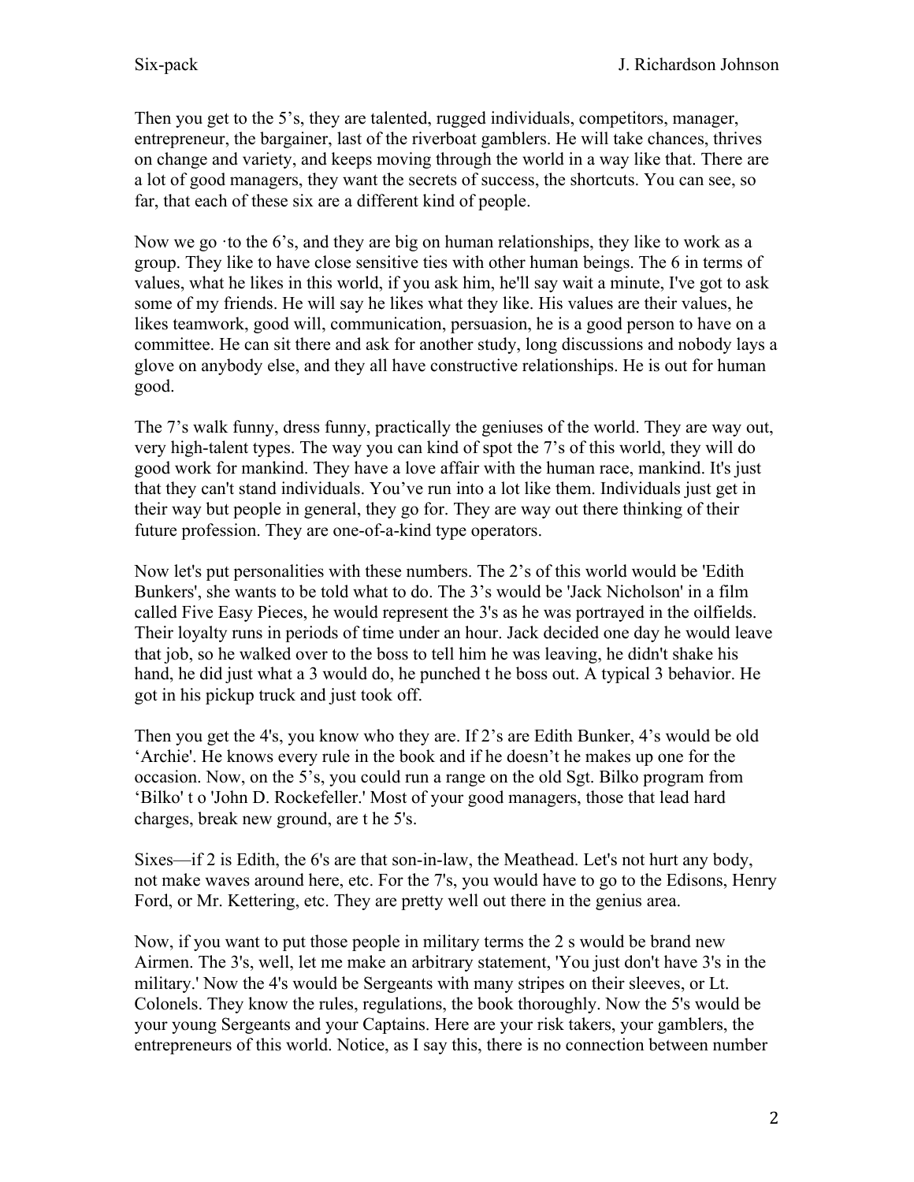Then you get to the 5's, they are talented, rugged individuals, competitors, manager, entrepreneur, the bargainer, last of the riverboat gamblers. He will take chances, thrives on change and variety, and keeps moving through the world in a way like that. There are a lot of good managers, they want the secrets of success, the shortcuts. You can see, so far, that each of these six are a different kind of people.

Now we go ·to the 6's, and they are big on human relationships, they like to work as a group. They like to have close sensitive ties with other human beings. The 6 in terms of values, what he likes in this world, if you ask him, he'll say wait a minute, I've got to ask some of my friends. He will say he likes what they like. His values are their values, he likes teamwork, good will, communication, persuasion, he is a good person to have on a committee. He can sit there and ask for another study, long discussions and nobody lays a glove on anybody else, and they all have constructive relationships. He is out for human good.

The 7's walk funny, dress funny, practically the geniuses of the world. They are way out, very high-talent types. The way you can kind of spot the 7's of this world, they will do good work for mankind. They have a love affair with the human race, mankind. It's just that they can't stand individuals. You've run into a lot like them. Individuals just get in their way but people in general, they go for. They are way out there thinking of their future profession. They are one-of-a-kind type operators.

Now let's put personalities with these numbers. The 2's of this world would be 'Edith Bunkers', she wants to be told what to do. The 3's would be 'Jack Nicholson' in a film called Five Easy Pieces, he would represent the 3's as he was portrayed in the oilfields. Their loyalty runs in periods of time under an hour. Jack decided one day he would leave that job, so he walked over to the boss to tell him he was leaving, he didn't shake his hand, he did just what a 3 would do, he punched t he boss out. A typical 3 behavior. He got in his pickup truck and just took off.

Then you get the 4's, you know who they are. If 2's are Edith Bunker, 4's would be old 'Archie'. He knows every rule in the book and if he doesn't he makes up one for the occasion. Now, on the 5's, you could run a range on the old Sgt. Bilko program from 'Bilko' t o 'John D. Rockefeller.' Most of your good managers, those that lead hard charges, break new ground, are t he 5's.

Sixes—if 2 is Edith, the 6's are that son-in-law, the Meathead. Let's not hurt any body, not make waves around here, etc. For the 7's, you would have to go to the Edisons, Henry Ford, or Mr. Kettering, etc. They are pretty well out there in the genius area.

Now, if you want to put those people in military terms the 2 s would be brand new Airmen. The 3's, well, let me make an arbitrary statement, 'You just don't have 3's in the military.' Now the 4's would be Sergeants with many stripes on their sleeves, or Lt. Colonels. They know the rules, regulations, the book thoroughly. Now the 5's would be your young Sergeants and your Captains. Here are your risk takers, your gamblers, the entrepreneurs of this world. Notice, as I say this, there is no connection between number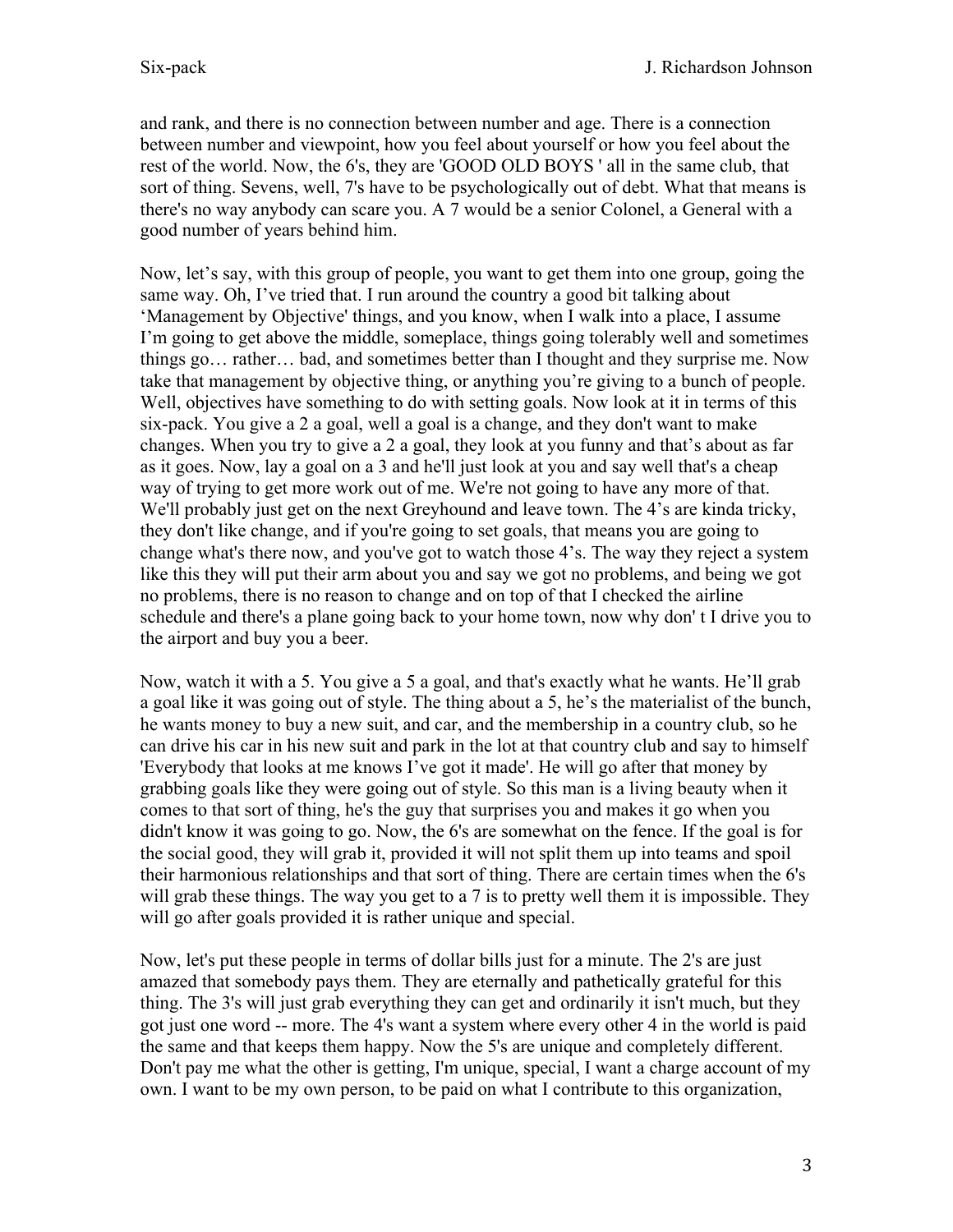and rank, and there is no connection between number and age. There is a connection between number and viewpoint, how you feel about yourself or how you feel about the rest of the world. Now, the 6's, they are 'GOOD OLD BOYS ' all in the same club, that sort of thing. Sevens, well, 7's have to be psychologically out of debt. What that means is there's no way anybody can scare you. A 7 would be a senior Colonel, a General with a good number of years behind him.

Now, let's say, with this group of people, you want to get them into one group, going the same way. Oh, I've tried that. I run around the country a good bit talking about 'Management by Objective' things, and you know, when I walk into a place, I assume I'm going to get above the middle, someplace, things going tolerably well and sometimes things go… rather… bad, and sometimes better than I thought and they surprise me. Now take that management by objective thing, or anything you're giving to a bunch of people. Well, objectives have something to do with setting goals. Now look at it in terms of this six-pack. You give a 2 a goal, well a goal is a change, and they don't want to make changes. When you try to give a 2 a goal, they look at you funny and that's about as far as it goes. Now, lay a goal on a 3 and he'll just look at you and say well that's a cheap way of trying to get more work out of me. We're not going to have any more of that. We'll probably just get on the next Greyhound and leave town. The 4's are kinda tricky, they don't like change, and if you're going to set goals, that means you are going to change what's there now, and you've got to watch those 4's. The way they reject a system like this they will put their arm about you and say we got no problems, and being we got no problems, there is no reason to change and on top of that I checked the airline schedule and there's a plane going back to your home town, now why don' t I drive you to the airport and buy you a beer.

Now, watch it with a 5. You give a 5 a goal, and that's exactly what he wants. He'll grab a goal like it was going out of style. The thing about a 5, he's the materialist of the bunch, he wants money to buy a new suit, and car, and the membership in a country club, so he can drive his car in his new suit and park in the lot at that country club and say to himself 'Everybody that looks at me knows I've got it made'. He will go after that money by grabbing goals like they were going out of style. So this man is a living beauty when it comes to that sort of thing, he's the guy that surprises you and makes it go when you didn't know it was going to go. Now, the 6's are somewhat on the fence. If the goal is for the social good, they will grab it, provided it will not split them up into teams and spoil their harmonious relationships and that sort of thing. There are certain times when the 6's will grab these things. The way you get to a 7 is to pretty well them it is impossible. They will go after goals provided it is rather unique and special.

Now, let's put these people in terms of dollar bills just for a minute. The 2's are just amazed that somebody pays them. They are eternally and pathetically grateful for this thing. The 3's will just grab everything they can get and ordinarily it isn't much, but they got just one word -- more. The 4's want a system where every other 4 in the world is paid the same and that keeps them happy. Now the 5's are unique and completely different. Don't pay me what the other is getting, I'm unique, special, I want a charge account of my own. I want to be my own person, to be paid on what I contribute to this organization,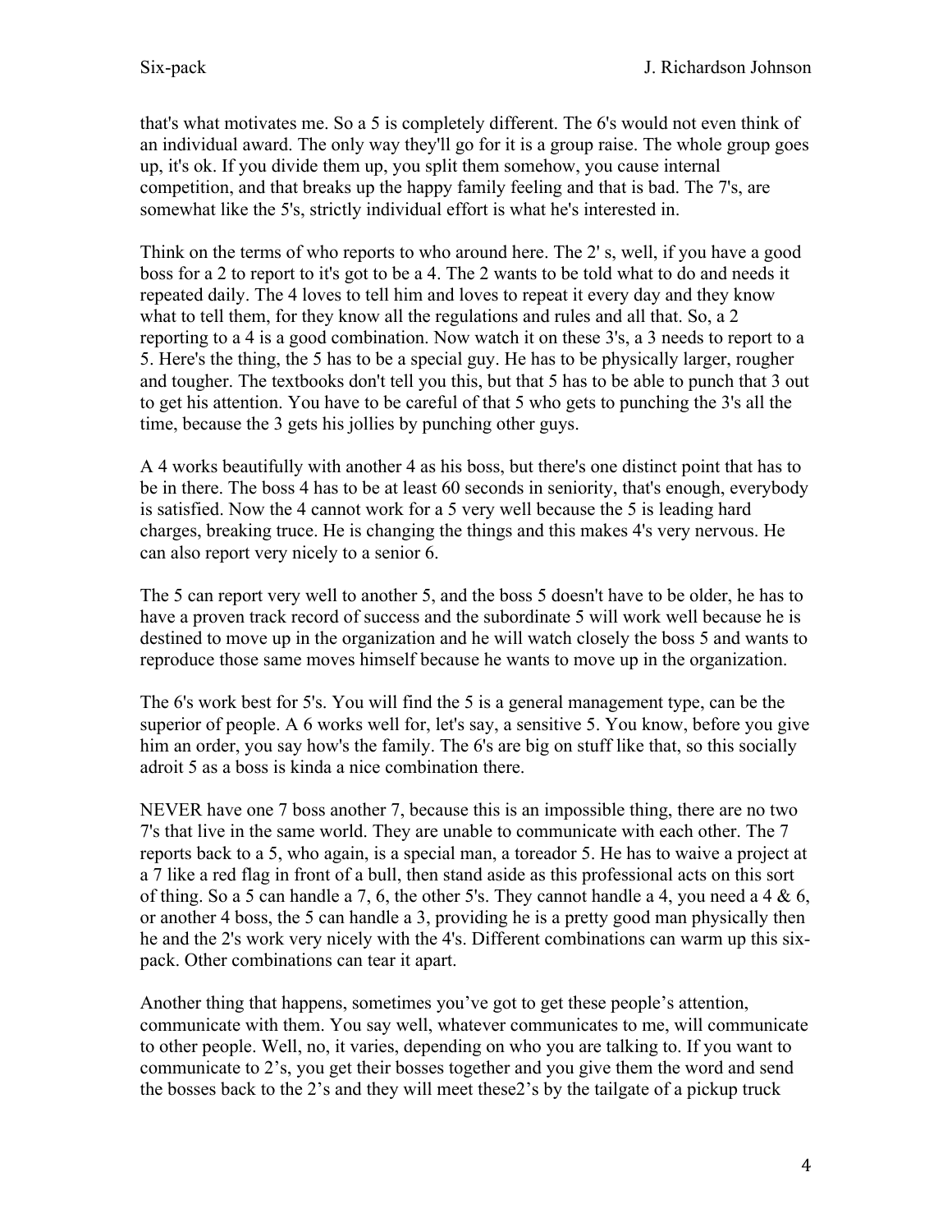that's what motivates me. So a 5 is completely different. The 6's would not even think of an individual award. The only way they'll go for it is a group raise. The whole group goes up, it's ok. If you divide them up, you split them somehow, you cause internal competition, and that breaks up the happy family feeling and that is bad. The 7's, are somewhat like the 5's, strictly individual effort is what he's interested in.

Think on the terms of who reports to who around here. The 2' s, well, if you have a good boss for a 2 to report to it's got to be a 4. The 2 wants to be told what to do and needs it repeated daily. The 4 loves to tell him and loves to repeat it every day and they know what to tell them, for they know all the regulations and rules and all that. So, a 2 reporting to a 4 is a good combination. Now watch it on these 3's, a 3 needs to report to a 5. Here's the thing, the 5 has to be a special guy. He has to be physically larger, rougher and tougher. The textbooks don't tell you this, but that 5 has to be able to punch that 3 out to get his attention. You have to be careful of that 5 who gets to punching the 3's all the time, because the 3 gets his jollies by punching other guys.

A 4 works beautifully with another 4 as his boss, but there's one distinct point that has to be in there. The boss 4 has to be at least 60 seconds in seniority, that's enough, everybody is satisfied. Now the 4 cannot work for a 5 very well because the 5 is leading hard charges, breaking truce. He is changing the things and this makes 4's very nervous. He can also report very nicely to a senior 6.

The 5 can report very well to another 5, and the boss 5 doesn't have to be older, he has to have a proven track record of success and the subordinate 5 will work well because he is destined to move up in the organization and he will watch closely the boss 5 and wants to reproduce those same moves himself because he wants to move up in the organization.

The 6's work best for 5's. You will find the 5 is a general management type, can be the superior of people. A 6 works well for, let's say, a sensitive 5. You know, before you give him an order, you say how's the family. The 6's are big on stuff like that, so this socially adroit 5 as a boss is kinda a nice combination there.

NEVER have one 7 boss another 7, because this is an impossible thing, there are no two 7's that live in the same world. They are unable to communicate with each other. The 7 reports back to a 5, who again, is a special man, a toreador 5. He has to waive a project at a 7 like a red flag in front of a bull, then stand aside as this professional acts on this sort of thing. So a 5 can handle a 7, 6, the other 5's. They cannot handle a 4, you need a 4 & 6, or another 4 boss, the 5 can handle a 3, providing he is a pretty good man physically then he and the 2's work very nicely with the 4's. Different combinations can warm up this six-pack. Other combinations can tear it apart.

Another thing that happens, sometimes you've got to get these people's attention, communicate with them. You say well, whatever communicates to me, will communicate to other people. Well, no, it varies, depending on who you are talking to. If you want to communicate to 2's, you get their bosses together and you give them the word and send the bosses back to the 2's and they will meet these2's by the tailgate of a pickup truck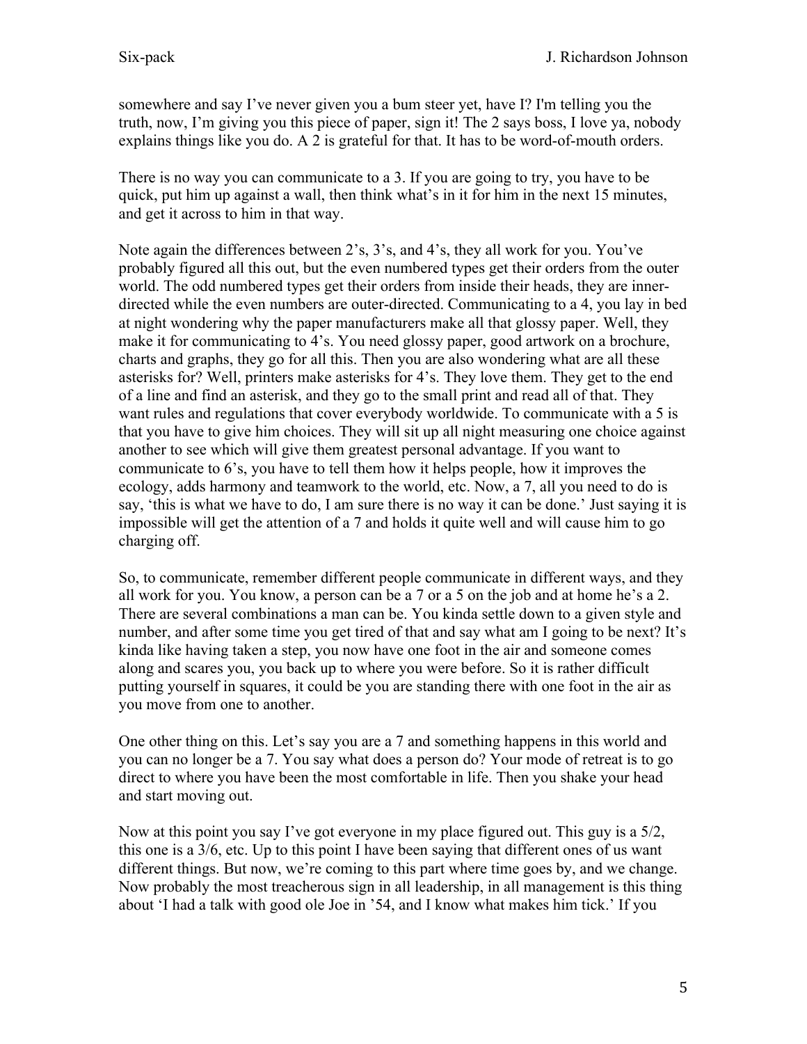somewhere and say I've never given you a bum steer yet, have I? I'm telling you the truth, now, I'm giving you this piece of paper, sign it! The 2 says boss, I love ya, nobody explains things like you do. A 2 is grateful for that. It has to be word-of-mouth orders.

There is no way you can communicate to a 3. If you are going to try, you have to be quick, put him up against a wall, then think what's in it for him in the next 15 minutes, and get it across to him in that way.

Note again the differences between 2's, 3's, and 4's, they all work for you. You've probably figured all this out, but the even numbered types get their orders from the outer world. The odd numbered types get their orders from inside their heads, they are inner-directed while the even numbers are outer-directed. Communicating to a 4, you lay in bed at night wondering why the paper manufacturers make all that glossy paper. Well, they make it for communicating to 4's. You need glossy paper, good artwork on a brochure, charts and graphs, they go for all this. Then you are also wondering what are all these asterisks for? Well, printers make asterisks for 4's. They love them. They get to the end of a line and find an asterisk, and they go to the small print and read all of that. They want rules and regulations that cover everybody worldwide. To communicate with a 5 is that you have to give him choices. They will sit up all night measuring one choice against another to see which will give them greatest personal advantage. If you want to communicate to 6's, you have to tell them how it helps people, how it improves the ecology, adds harmony and teamwork to the world, etc. Now, a 7, all you need to do is say, 'this is what we have to do, I am sure there is no way it can be done.' Just saying it is impossible will get the attention of a 7 and holds it quite well and will cause him to go charging off.

So, to communicate, remember different people communicate in different ways, and they all work for you. You know, a person can be a 7 or a 5 on the job and at home he's a 2. There are several combinations a man can be. You kinda settle down to a given style and number, and after some time you get tired of that and say what am I going to be next? It's kinda like having taken a step, you now have one foot in the air and someone comes along and scares you, you back up to where you were before. So it is rather difficult putting yourself in squares, it could be you are standing there with one foot in the air as you move from one to another.

One other thing on this. Let's say you are a 7 and something happens in this world and you can no longer be a 7. You say what does a person do? Your mode of retreat is to go direct to where you have been the most comfortable in life. Then you shake your head and start moving out.

Now at this point you say I've got everyone in my place figured out. This guy is a 5/2, this one is a 3/6, etc. Up to this point I have been saying that different ones of us want different things. But now, we're coming to this part where time goes by, and we change. Now probably the most treacherous sign in all leadership, in all management is this thing about 'I had a talk with good ole Joe in '54, and I know what makes him tick.' If you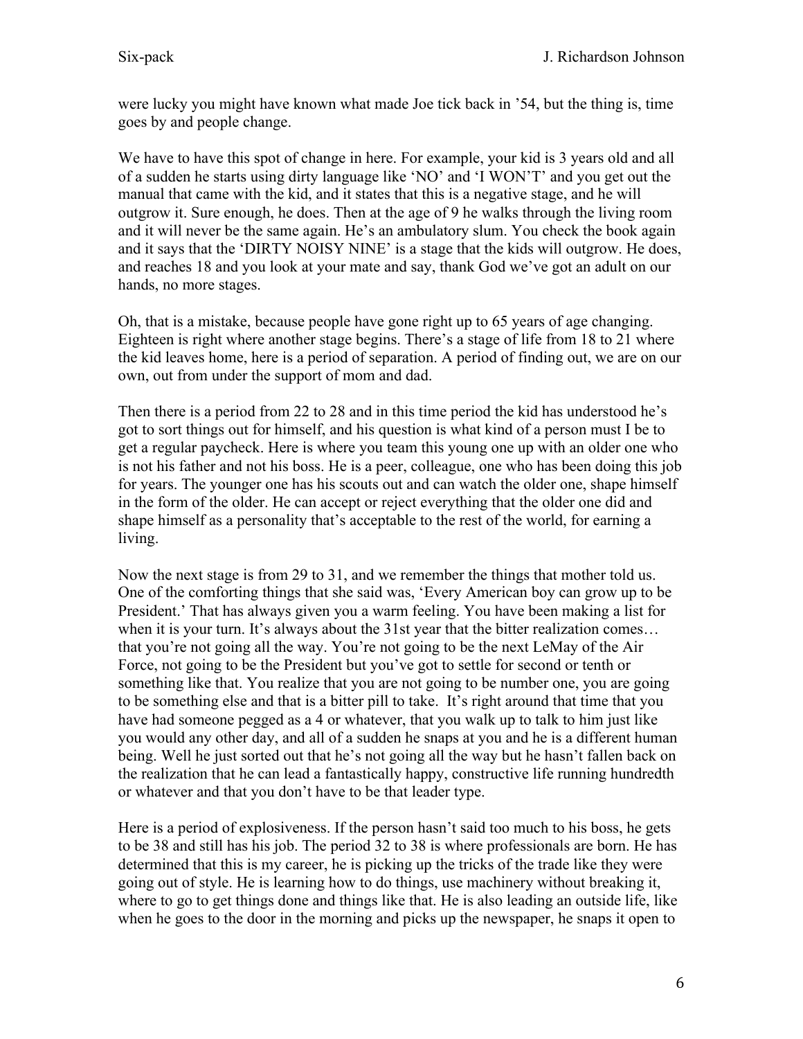were lucky you might have known what made Joe tick back in '54, but the thing is, time goes by and people change.

We have to have this spot of change in here. For example, your kid is 3 years old and all of a sudden he starts using dirty language like 'NO' and 'I WON'T' and you get out the manual that came with the kid, and it states that this is a negative stage, and he will outgrow it. Sure enough, he does. Then at the age of 9 he walks through the living room and it will never be the same again. He's an ambulatory slum. You check the book again and it says that the 'DIRTY NOISY NINE' is a stage that the kids will outgrow. He does, and reaches 18 and you look at your mate and say, thank God we've got an adult on our hands, no more stages.

Oh, that is a mistake, because people have gone right up to 65 years of age changing. Eighteen is right where another stage begins. There's a stage of life from 18 to 21 where the kid leaves home, here is a period of separation. A period of finding out, we are on our own, out from under the support of mom and dad.

Then there is a period from 22 to 28 and in this time period the kid has understood he's got to sort things out for himself, and his question is what kind of a person must I be to get a regular paycheck. Here is where you team this young one up with an older one who is not his father and not his boss. He is a peer, colleague, one who has been doing this job for years. The younger one has his scouts out and can watch the older one, shape himself in the form of the older. He can accept or reject everything that the older one did and shape himself as a personality that's acceptable to the rest of the world, for earning a living.

Now the next stage is from 29 to 31, and we remember the things that mother told us. One of the comforting things that she said was, 'Every American boy can grow up to be President.' That has always given you a warm feeling. You have been making a list for when it is your turn. It's always about the 31st year that the bitter realization comes… that you're not going all the way. You're not going to be the next LeMay of the Air Force, not going to be the President but you've got to settle for second or tenth or something like that. You realize that you are not going to be number one, you are going to be something else and that is a bitter pill to take. It's right around that time that you have had someone pegged as a 4 or whatever, that you walk up to talk to him just like you would any other day, and all of a sudden he snaps at you and he is a different human being. Well he just sorted out that he's not going all the way but he hasn't fallen back on the realization that he can lead a fantastically happy, constructive life running hundredth or whatever and that you don't have to be that leader type.

Here is a period of explosiveness. If the person hasn't said too much to his boss, he gets to be 38 and still has his job. The period 32 to 38 is where professionals are born. He has determined that this is my career, he is picking up the tricks of the trade like they were going out of style. He is learning how to do things, use machinery without breaking it, where to go to get things done and things like that. He is also leading an outside life, like when he goes to the door in the morning and picks up the newspaper, he snaps it open to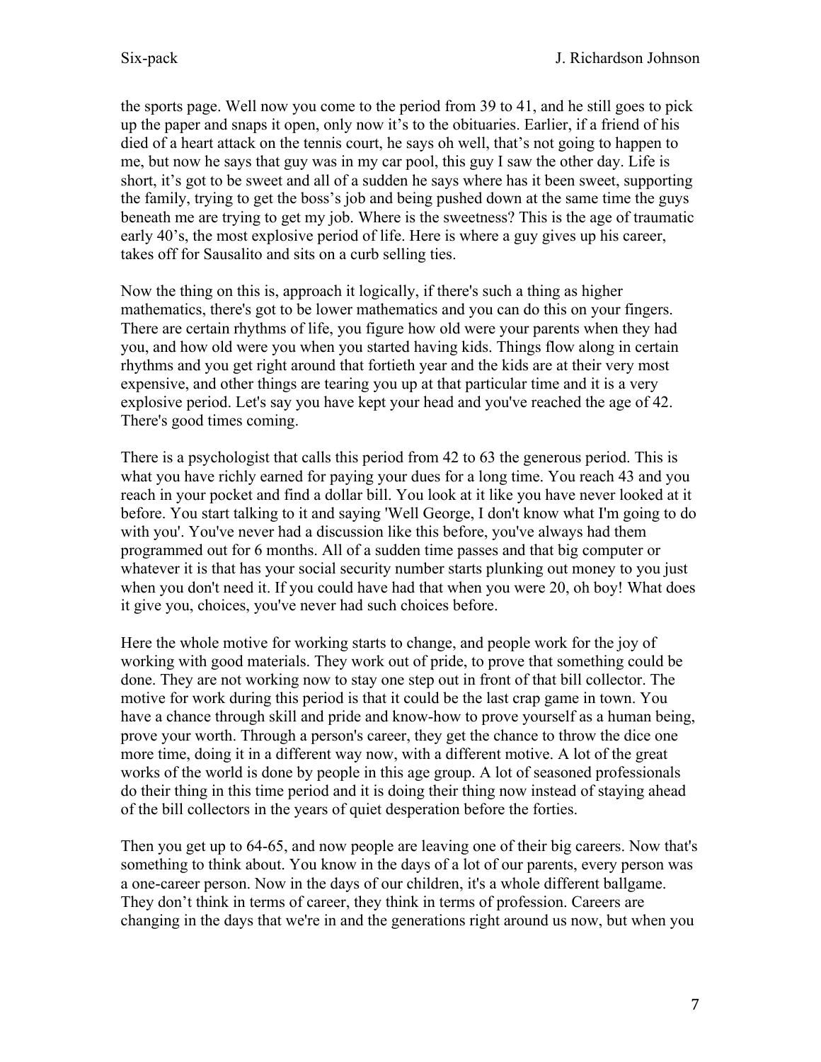the sports page. Well now you come to the period from 39 to 41, and he still goes to pick up the paper and snaps it open, only now it's to the obituaries. Earlier, if a friend of his died of a heart attack on the tennis court, he says oh well, that's not going to happen to me, but now he says that guy was in my car pool, this guy I saw the other day. Life is short, it's got to be sweet and all of a sudden he says where has it been sweet, supporting the family, trying to get the boss's job and being pushed down at the same time the guys beneath me are trying to get my job. Where is the sweetness? This is the age of traumatic early 40's, the most explosive period of life. Here is where a guy gives up his career, takes off for Sausalito and sits on a curb selling ties.

Now the thing on this is, approach it logically, if there's such a thing as higher mathematics, there's got to be lower mathematics and you can do this on your fingers. There are certain rhythms of life, you figure how old were your parents when they had you, and how old were you when you started having kids. Things flow along in certain rhythms and you get right around that fortieth year and the kids are at their very most expensive, and other things are tearing you up at that particular time and it is a very explosive period. Let's say you have kept your head and you've reached the age of 42. There's good times coming.

There is a psychologist that calls this period from 42 to 63 the generous period. This is what you have richly earned for paying your dues for a long time. You reach 43 and you reach in your pocket and find a dollar bill. You look at it like you have never looked at it before. You start talking to it and saying 'Well George, I don't know what I'm going to do with you'. You've never had a discussion like this before, you've always had them programmed out for 6 months. All of a sudden time passes and that big computer or whatever it is that has your social security number starts plunking out money to you just when you don't need it. If you could have had that when you were 20, oh boy! What does it give you, choices, you've never had such choices before.

Here the whole motive for working starts to change, and people work for the joy of working with good materials. They work out of pride, to prove that something could be done. They are not working now to stay one step out in front of that bill collector. The motive for work during this period is that it could be the last crap game in town. You have a chance through skill and pride and know-how to prove yourself as a human being, prove your worth. Through a person's career, they get the chance to throw the dice one more time, doing it in a different way now, with a different motive. A lot of the great works of the world is done by people in this age group. A lot of seasoned professionals do their thing in this time period and it is doing their thing now instead of staying ahead of the bill collectors in the years of quiet desperation before the forties.

Then you get up to 64-65, and now people are leaving one of their big careers. Now that's something to think about. You know in the days of a lot of our parents, every person was a one-career person. Now in the days of our children, it's a whole different ballgame. They don't think in terms of career, they think in terms of profession. Careers are changing in the days that we're in and the generations right around us now, but when you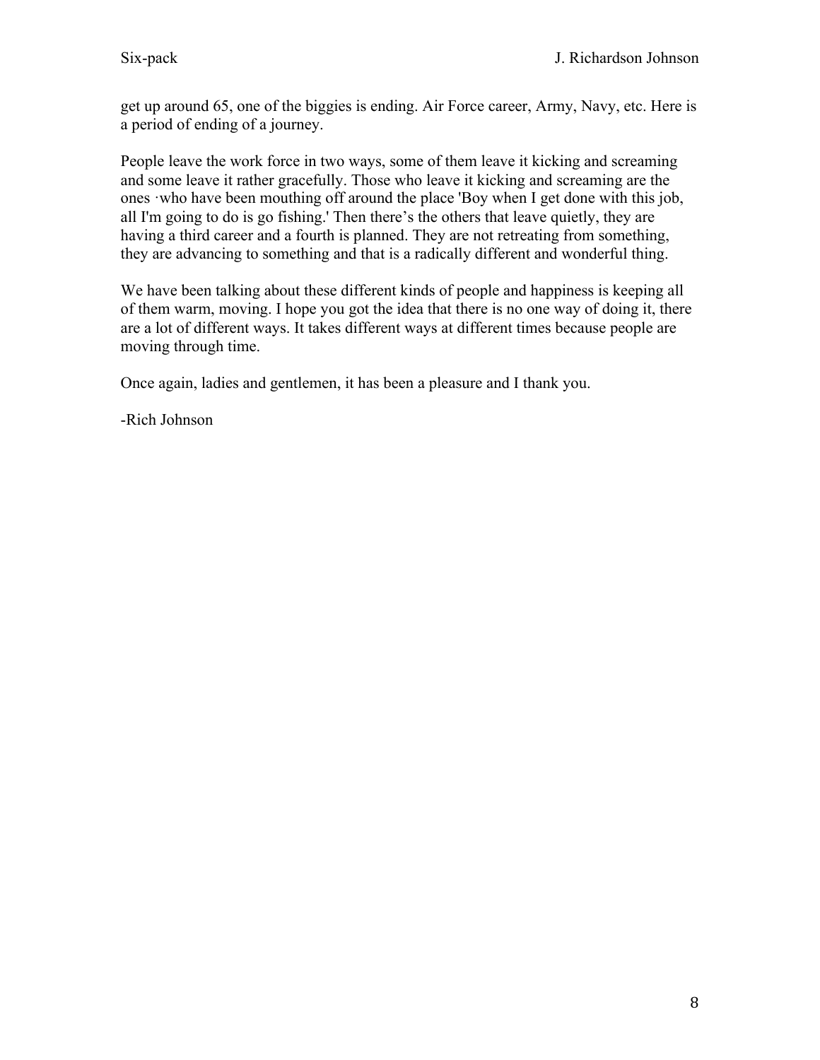get up around 65, one of the biggies is ending. Air Force career, Army, Navy, etc. Here is a period of ending of a journey.

People leave the work force in two ways, some of them leave it kicking and screaming and some leave it rather gracefully. Those who leave it kicking and screaming are the ones ·who have been mouthing off around the place 'Boy when I get done with this job, all I'm going to do is go fishing.' Then there's the others that leave quietly, they are having a third career and a fourth is planned. They are not retreating from something, they are advancing to something and that is a radically different and wonderful thing.

We have been talking about these different kinds of people and happiness is keeping all of them warm, moving. I hope you got the idea that there is no one way of doing it, there are a lot of different ways. It takes different ways at different times because people are moving through time.

Once again, ladies and gentlemen, it has been a pleasure and I thank you.

-Rich Johnson